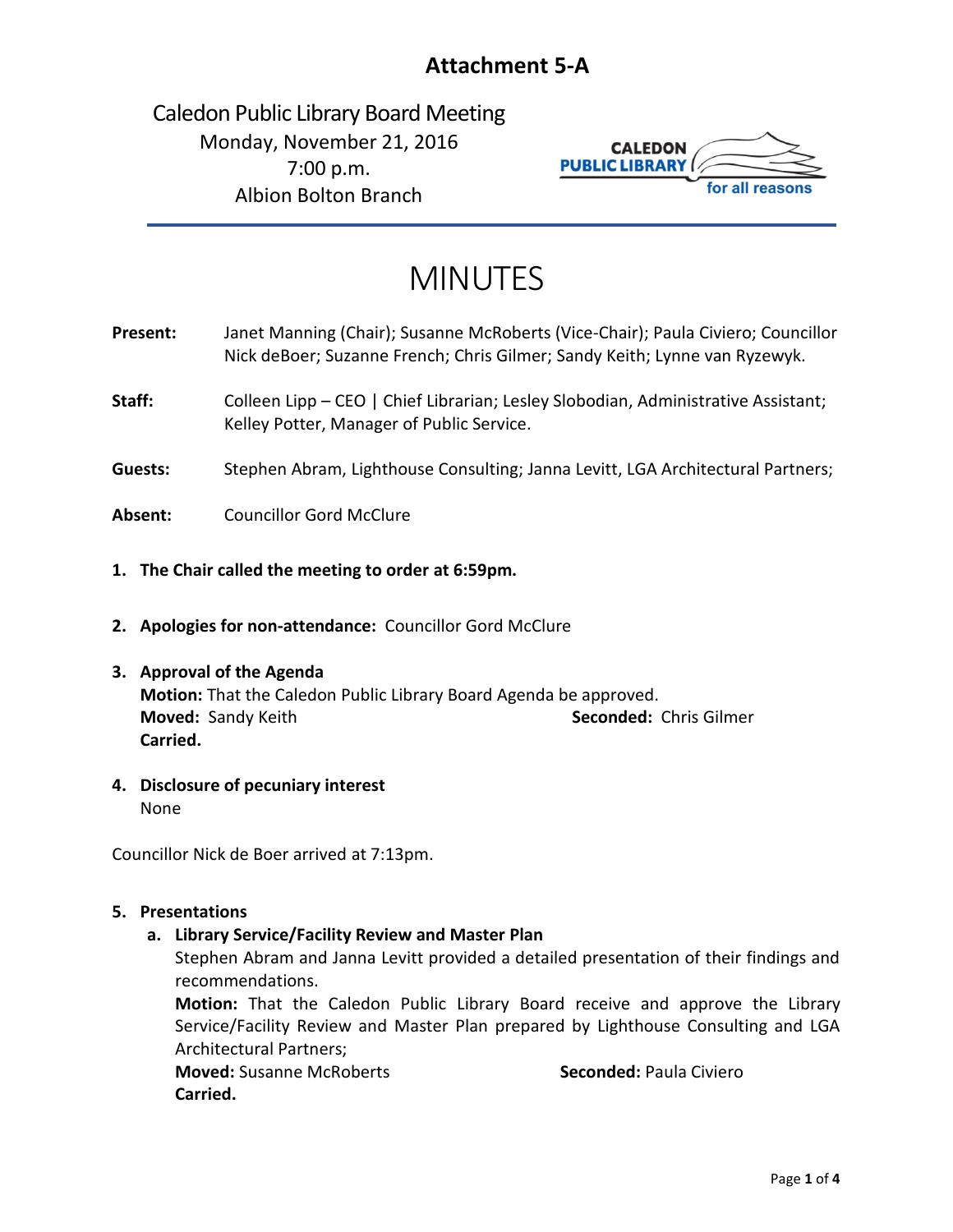# Attachment 5-A

Caledon Public Library Board Meeting
Monday, November 21, 2016
7:00 p.m.
Albion Bolton Branch

# MINUTES

**Present:** Janet Manning (Chair); Susanne McRoberts (Vice-Chair); Paula Civiero; Councillor Nick deBoer; Suzanne French; Chris Gilmer; Sandy Keith; Lynne van Ryzewyk.

**Staff:** Colleen Lipp – CEO | Chief Librarian; Lesley Slobodian, Administrative Assistant; Kelley Potter, Manager of Public Service.

**Guests:** Stephen Abram, Lighthouse Consulting; Janna Levitt, LGA Architectural Partners;

**Absent:** Councillor Gord McClure

1. **The Chair called the meeting to order at 6:59pm.**

2. **Apologies for non-attendance:** Councillor Gord McClure

3. **Approval of the Agenda**
   **Motion:** That the Caledon Public Library Board Agenda be approved.
   **Moved:** Sandy Keith **Seconded:** Chris Gilmer
   **Carried.**

4. **Disclosure of pecuniary interest**
   None

Councillor Nick de Boer arrived at 7:13pm.

5. **Presentations**
   a. **Library Service/Facility Review and Master Plan**
      Stephen Abram and Janna Levitt provided a detailed presentation of their findings and recommendations.
      **Motion:** That the Caledon Public Library Board receive and approve the Library Service/Facility Review and Master Plan prepared by Lighthouse Consulting and LGA Architectural Partners;
      **Moved:** Susanne McRoberts **Seconded:** Paula Civiero
      **Carried.**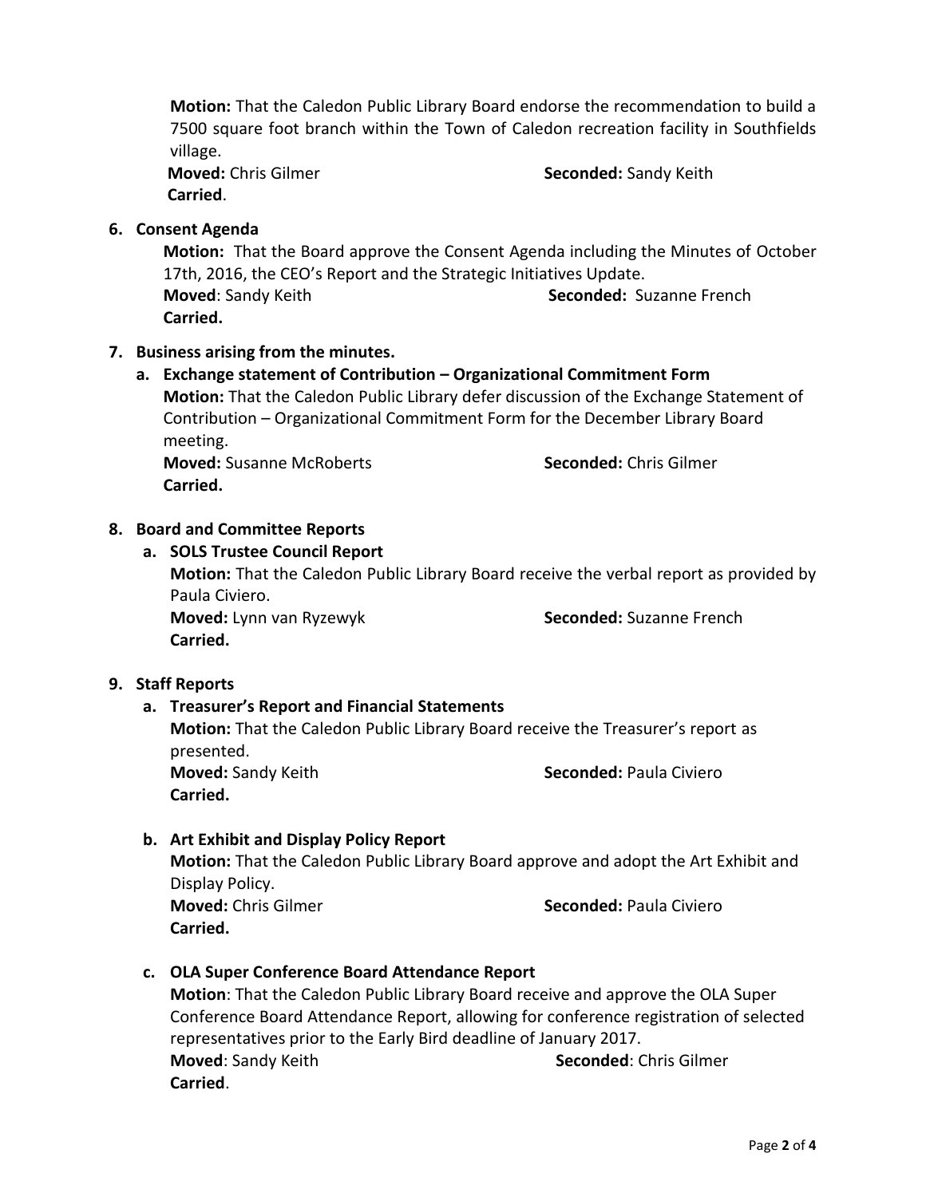**Motion:** That the Caledon Public Library Board endorse the recommendation to build a 7500 square foot branch within the Town of Caledon recreation facility in Southfields village.

**Moved:** Chris Gilmer **Seconded:** Sandy Keith

**Carried**.

6. **Consent Agenda**

   **Motion:** That the Board approve the Consent Agenda including the Minutes of October 17th, 2016, the CEO's Report and the Strategic Initiatives Update.

   **Moved**: Sandy Keith **Seconded:** Suzanne French

   **Carried.**

7. **Business arising from the minutes.**

   a. **Exchange statement of Contribution – Organizational Commitment Form**

      **Motion:** That the Caledon Public Library defer discussion of the Exchange Statement of Contribution – Organizational Commitment Form for the December Library Board meeting.

      **Moved:** Susanne McRoberts **Seconded:** Chris Gilmer

      **Carried.**

8. **Board and Committee Reports**

   a. **SOLS Trustee Council Report**

      **Motion:** That the Caledon Public Library Board receive the verbal report as provided by Paula Civiero.

      **Moved:** Lynn van Ryzewyk **Seconded:** Suzanne French

      **Carried.**

9. **Staff Reports**

   a. **Treasurer's Report and Financial Statements**

      **Motion:** That the Caledon Public Library Board receive the Treasurer's report as presented.

      **Moved:** Sandy Keith **Seconded:** Paula Civiero

      **Carried.**

   b. **Art Exhibit and Display Policy Report**

      **Motion:** That the Caledon Public Library Board approve and adopt the Art Exhibit and Display Policy.

      **Moved:** Chris Gilmer **Seconded:** Paula Civiero

      **Carried.**

   c. **OLA Super Conference Board Attendance Report**

      **Motion**: That the Caledon Public Library Board receive and approve the OLA Super Conference Board Attendance Report, allowing for conference registration of selected representatives prior to the Early Bird deadline of January 2017.

      **Moved**: Sandy Keith **Seconded**: Chris Gilmer

      **Carried**.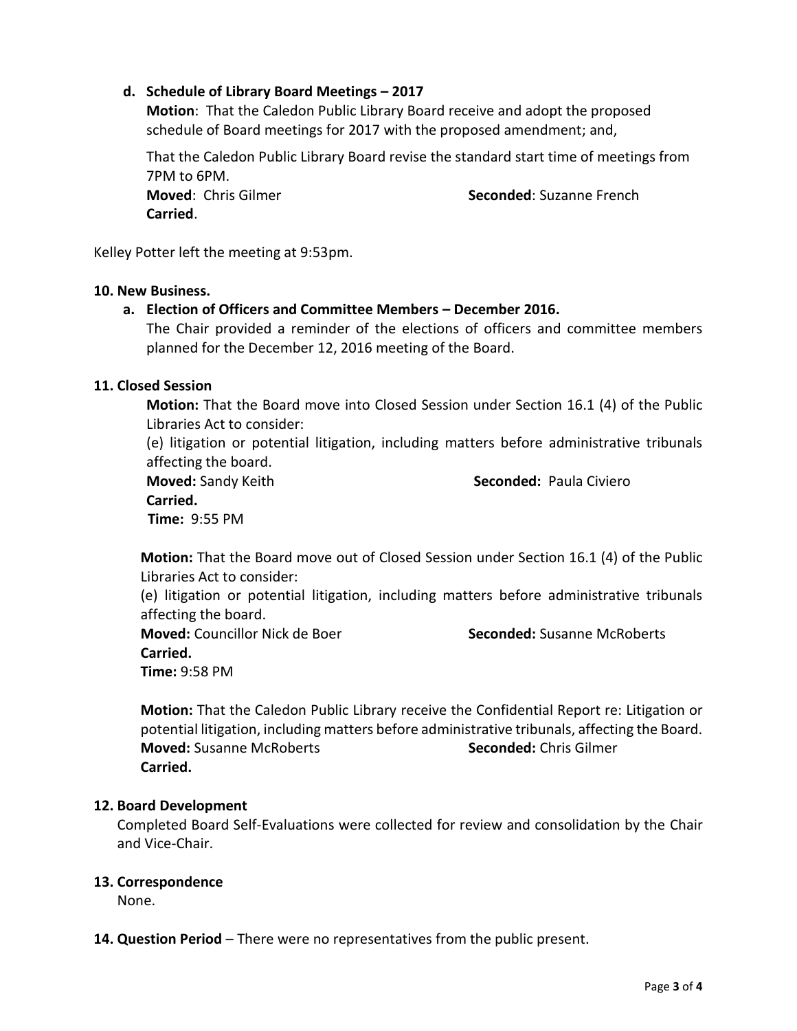**d. Schedule of Library Board Meetings – 2017**

**Motion**: That the Caledon Public Library Board receive and adopt the proposed schedule of Board meetings for 2017 with the proposed amendment; and,

That the Caledon Public Library Board revise the standard start time of meetings from 7PM to 6PM.

**Moved**: Chris Gilmer **Seconded**: Suzanne French

**Carried**.

Kelley Potter left the meeting at 9:53pm.

**10. New Business.**

**a. Election of Officers and Committee Members – December 2016.**

The Chair provided a reminder of the elections of officers and committee members planned for the December 12, 2016 meeting of the Board.

**11. Closed Session**

**Motion:** That the Board move into Closed Session under Section 16.1 (4) of the Public Libraries Act to consider:

(e) litigation or potential litigation, including matters before administrative tribunals affecting the board.

**Moved:** Sandy Keith **Seconded:** Paula Civiero

**Carried.**

**Time:** 9:55 PM

**Motion:** That the Board move out of Closed Session under Section 16.1 (4) of the Public Libraries Act to consider:

(e) litigation or potential litigation, including matters before administrative tribunals affecting the board.

**Moved:** Councillor Nick de Boer **Seconded:** Susanne McRoberts

**Carried.**

**Time:** 9:58 PM

**Motion:** That the Caledon Public Library receive the Confidential Report re: Litigation or potential litigation, including matters before administrative tribunals, affecting the Board.

**Moved:** Susanne McRoberts **Seconded:** Chris Gilmer

**Carried.**

**12. Board Development**

Completed Board Self-Evaluations were collected for review and consolidation by the Chair and Vice-Chair.

**13. Correspondence**

None.

**14. Question Period** – There were no representatives from the public present.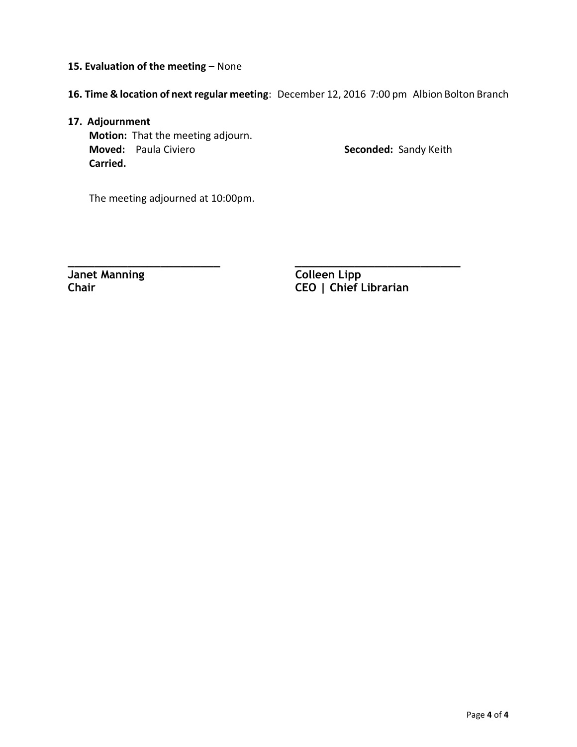**15. Evaluation of the meeting** – None

**16. Time & location of next regular meeting**: December 12, 2016 7:00 pm Albion Bolton Branch

**17. Adjournment**

**Motion:** That the meeting adjourn.

**Moved:** Paula Civiero **Seconded:** Sandy Keith

**Carried.**

The meeting adjourned at 10:00pm.

\_\_\_\_\_\_\_\_\_\_\_\_\_\_\_\_\_\_\_\_\_\_\_\_\_\_\_\_ \_\_\_\_\_\_\_\_\_\_\_\_\_\_\_\_\_\_\_\_\_\_\_\_\_\_\_\_

**Janet Manning**
**Chair**

**Colleen Lipp**
**CEO | Chief Librarian**